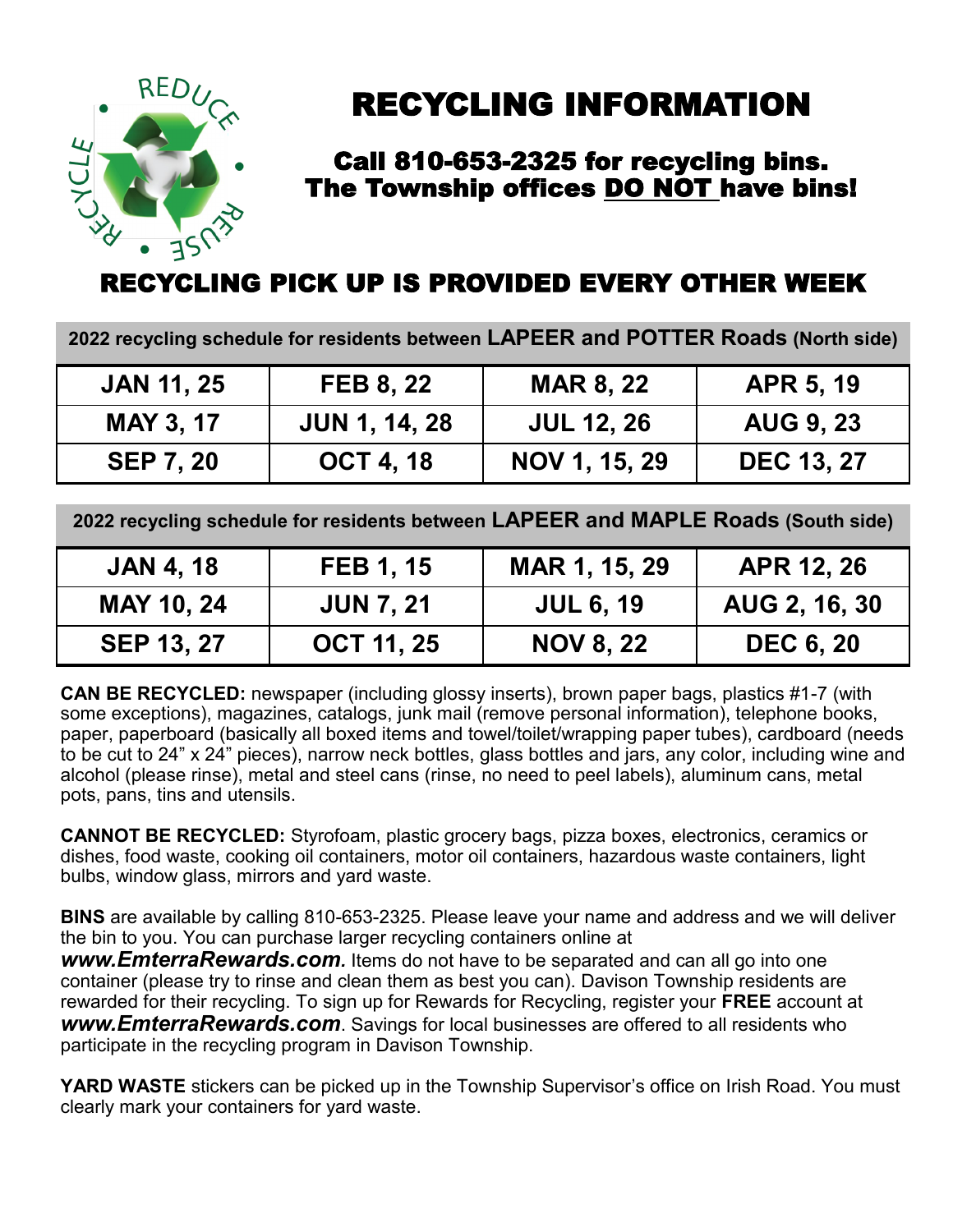# RECYCLING INFORMATION

## Call 810-653-2325 for recycling bins.
## The Township offices DO NOT have bins!

## RECYCLING PICK UP IS PROVIDED EVERY OTHER WEEK

| 2022 recycling schedule for residents between **LAPEER and POTTER Roads** (North side) | | | |
|---|---|---|---|
| **JAN 11, 25** | **FEB 8, 22** | **MAR 8, 22** | **APR 5, 19** |
| **MAY 3, 17** | **JUN 1, 14, 28** | **JUL 12, 26** | **AUG 9, 23** |
| **SEP 7, 20** | **OCT 4, 18** | **NOV 1, 15, 29** | **DEC 13, 27** |

| 2022 recycling schedule for residents between **LAPEER and MAPLE Roads** (South side) | | | |
|---|---|---|---|
| **JAN 4, 18** | **FEB 1, 15** | **MAR 1, 15, 29** | **APR 12, 26** |
| **MAY 10, 24** | **JUN 7, 21** | **JUL 6, 19** | **AUG 2, 16, 30** |
| **SEP 13, 27** | **OCT 11, 25** | **NOV 8, 22** | **DEC 6, 20** |

**CAN BE RECYCLED:** newspaper (including glossy inserts), brown paper bags, plastics #1-7 (with some exceptions), magazines, catalogs, junk mail (remove personal information), telephone books, paper, paperboard (basically all boxed items and towel/toilet/wrapping paper tubes), cardboard (needs to be cut to 24" x 24" pieces), narrow neck bottles, glass bottles and jars, any color, including wine and alcohol (please rinse), metal and steel cans (rinse, no need to peel labels), aluminum cans, metal pots, pans, tins and utensils.

**CANNOT BE RECYCLED:** Styrofoam, plastic grocery bags, pizza boxes, electronics, ceramics or dishes, food waste, cooking oil containers, motor oil containers, hazardous waste containers, light bulbs, window glass, mirrors and yard waste.

**BINS** are available by calling 810-653-2325. Please leave your name and address and we will deliver the bin to you. You can purchase larger recycling containers online at ***www.EmterraRewards.com.*** Items do not have to be separated and can all go into one container (please try to rinse and clean them as best you can). Davison Township residents are rewarded for their recycling. To sign up for Rewards for Recycling, register your **FREE** account at ***www.EmterraRewards.com***. Savings for local businesses are offered to all residents who participate in the recycling program in Davison Township.

**YARD WASTE** stickers can be picked up in the Township Supervisor's office on Irish Road. You must clearly mark your containers for yard waste.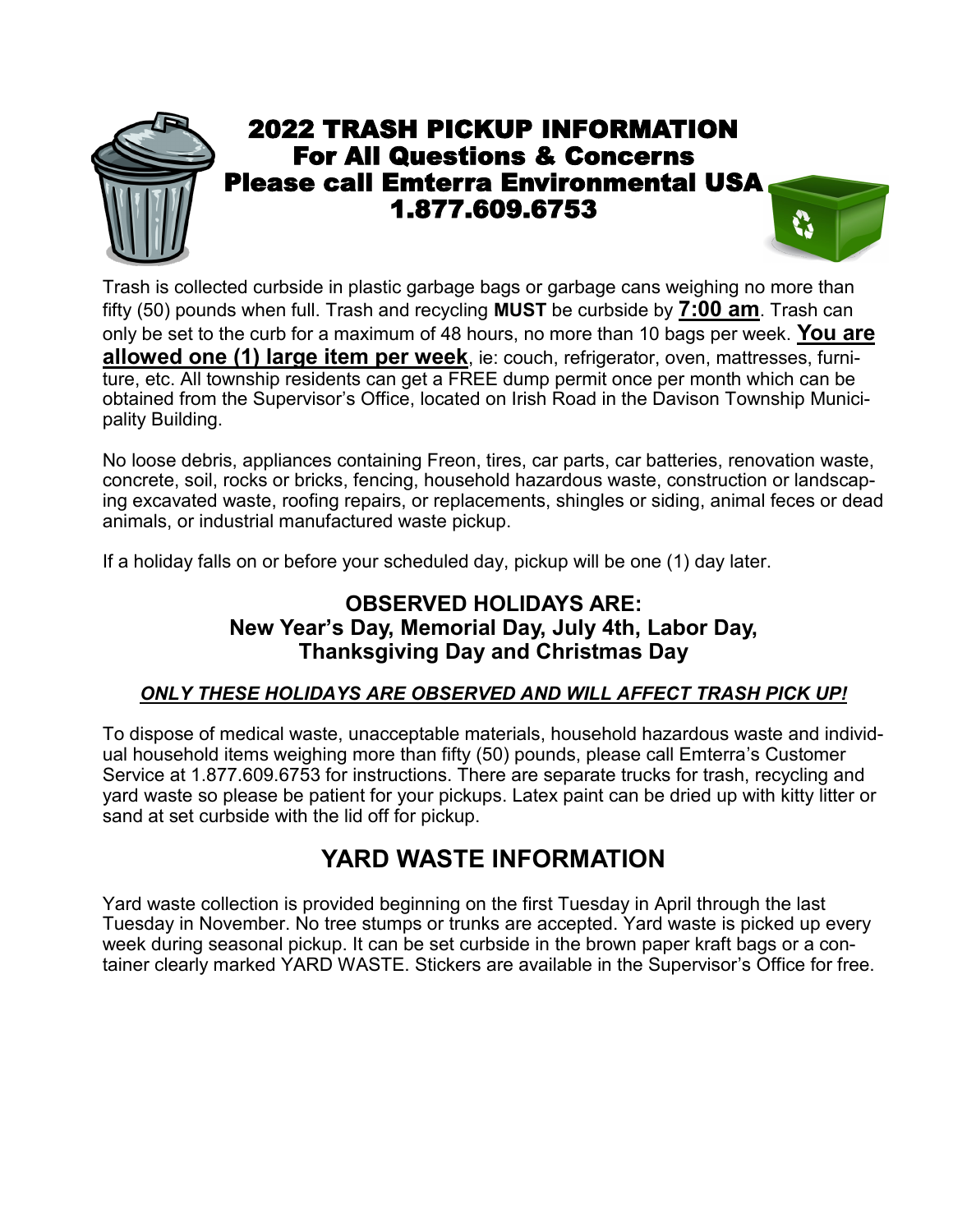# 2022 TRASH PICKUP INFORMATION
## For All Questions & Concerns
## Please call Emterra Environmental USA
## 1.877.609.6753

Trash is collected curbside in plastic garbage bags or garbage cans weighing no more than fifty (50) pounds when full. Trash and recycling **MUST** be curbside by **7:00 am**. Trash can only be set to the curb for a maximum of 48 hours, no more than 10 bags per week. **You are allowed one (1) large item per week**, ie: couch, refrigerator, oven, mattresses, furniture, etc. All township residents can get a FREE dump permit once per month which can be obtained from the Supervisor's Office, located on Irish Road in the Davison Township Municipality Building.

No loose debris, appliances containing Freon, tires, car parts, car batteries, renovation waste, concrete, soil, rocks or bricks, fencing, household hazardous waste, construction or landscaping excavated waste, roofing repairs, or replacements, shingles or siding, animal feces or dead animals, or industrial manufactured waste pickup.

If a holiday falls on or before your scheduled day, pickup will be one (1) day later.

**OBSERVED HOLIDAYS ARE:**
**New Year's Day, Memorial Day, July 4th, Labor Day, Thanksgiving Day and Christmas Day**

***ONLY THESE HOLIDAYS ARE OBSERVED AND WILL AFFECT TRASH PICK UP!***

To dispose of medical waste, unacceptable materials, household hazardous waste and individual household items weighing more than fifty (50) pounds, please call Emterra's Customer Service at 1.877.609.6753 for instructions. There are separate trucks for trash, recycling and yard waste so please be patient for your pickups. Latex paint can be dried up with kitty litter or sand at set curbside with the lid off for pickup.

## YARD WASTE INFORMATION

Yard waste collection is provided beginning on the first Tuesday in April through the last Tuesday in November. No tree stumps or trunks are accepted. Yard waste is picked up every week during seasonal pickup. It can be set curbside in the brown paper kraft bags or a container clearly marked YARD WASTE. Stickers are available in the Supervisor's Office for free.